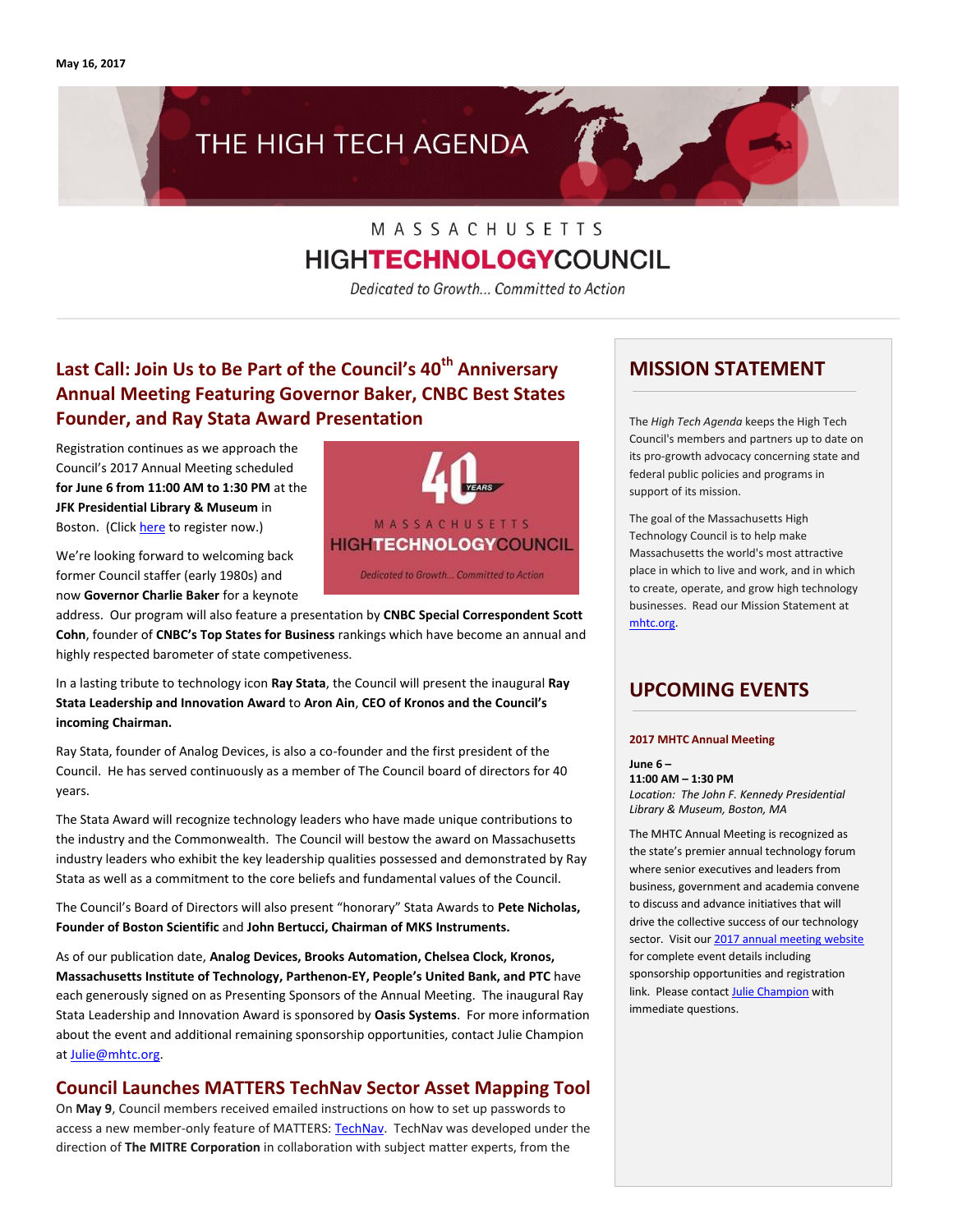May 16, 2017

# THE HIGH TECH AGENDA

MASSACHUSETTS
**HIGHTECHNOLOGYCOUNCIL**
*Dedicated to Growth... Committed to Action*

## Last Call: Join Us to Be Part of the Council's 40th Anniversary Annual Meeting Featuring Governor Baker, CNBC Best States Founder, and Ray Stata Award Presentation

Registration continues as we approach the Council's 2017 Annual Meeting scheduled **for June 6 from 11:00 AM to 1:30 PM** at the **JFK Presidential Library & Museum** in Boston. (Click here to register now.)

We're looking forward to welcoming back former Council staffer (early 1980s) and now **Governor Charlie Baker** for a keynote address. Our program will also feature a presentation by **CNBC Special Correspondent Scott Cohn**, founder of **CNBC's Top States for Business** rankings which have become an annual and highly respected barometer of state competiveness.

In a lasting tribute to technology icon **Ray Stata**, the Council will present the inaugural **Ray Stata Leadership and Innovation Award** to **Aron Ain**, **CEO of Kronos and the Council's incoming Chairman.**

Ray Stata, founder of Analog Devices, is also a co-founder and the first president of the Council. He has served continuously as a member of The Council board of directors for 40 years.

The Stata Award will recognize technology leaders who have made unique contributions to the industry and the Commonwealth. The Council will bestow the award on Massachusetts industry leaders who exhibit the key leadership qualities possessed and demonstrated by Ray Stata as well as a commitment to the core beliefs and fundamental values of the Council.

The Council's Board of Directors will also present "honorary" Stata Awards to **Pete Nicholas, Founder of Boston Scientific** and **John Bertucci, Chairman of MKS Instruments.**

As of our publication date, **Analog Devices, Brooks Automation, Chelsea Clock, Kronos, Massachusetts Institute of Technology, Parthenon-EY, People's United Bank, and PTC** have each generously signed on as Presenting Sponsors of the Annual Meeting. The inaugural Ray Stata Leadership and Innovation Award is sponsored by **Oasis Systems**. For more information about the event and additional remaining sponsorship opportunities, contact Julie Champion at Julie@mhtc.org.

## Council Launches MATTERS TechNav Sector Asset Mapping Tool

On **May 9**, Council members received emailed instructions on how to set up passwords to access a new member-only feature of MATTERS: TechNav. TechNav was developed under the direction of **The MITRE Corporation** in collaboration with subject matter experts, from the

## MISSION STATEMENT

The *High Tech Agenda* keeps the High Tech Council's members and partners up to date on its pro-growth advocacy concerning state and federal public policies and programs in support of its mission.

The goal of the Massachusetts High Technology Council is to help make Massachusetts the world's most attractive place in which to live and work, and in which to create, operate, and grow high technology businesses. Read our Mission Statement at mhtc.org.

## UPCOMING EVENTS

**2017 MHTC Annual Meeting**

**June 6 –**
**11:00 AM – 1:30 PM**
*Location: The John F. Kennedy Presidential Library & Museum, Boston, MA*

The MHTC Annual Meeting is recognized as the state's premier annual technology forum where senior executives and leaders from business, government and academia convene to discuss and advance initiatives that will drive the collective success of our technology sector. Visit our 2017 annual meeting website for complete event details including sponsorship opportunities and registration link. Please contact Julie Champion with immediate questions.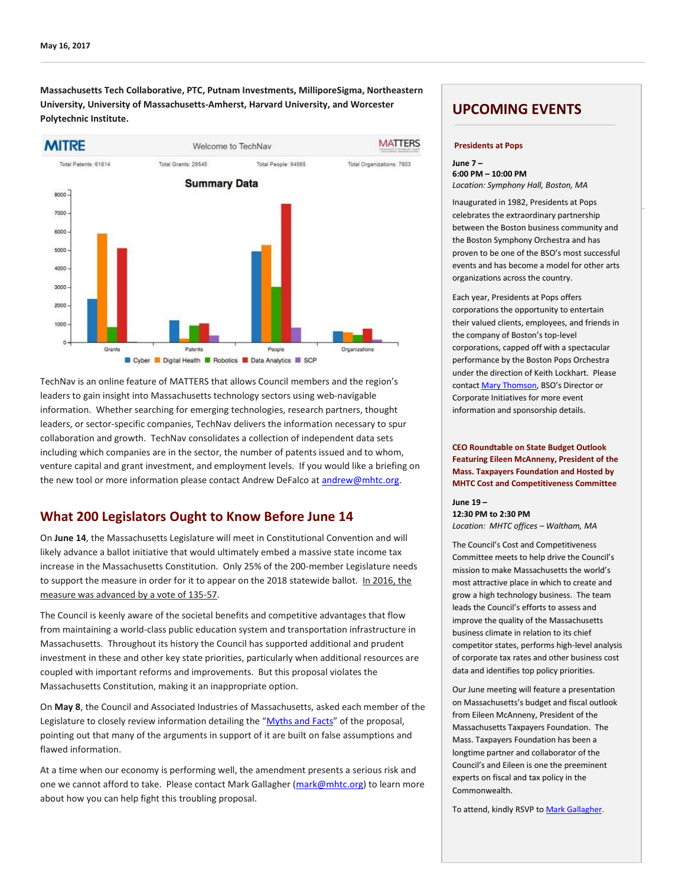May 16, 2017

**Massachusetts Tech Collaborative, PTC, Putnam Investments, MilliporeSigma, Northeastern University, University of Massachusetts-Amherst, Harvard University, and Worcester Polytechnic Institute.**

MITRE

Welcome to TechNav

MATTERS

Total Patents: 61814

Total Grants: 29545

Total People: 94565

Total Organizations: 7803

Summary Data

8000
7000
6000
5000
4000
3000
2000
1000
0

Grants

Patents

People

Organizations

Cyber   Digital Health   Robotics   Data Analytics   SCP

TechNav is an online feature of MATTERS that allows Council members and the region's leaders to gain insight into Massachusetts technology sectors using web-navigable information. Whether searching for emerging technologies, research partners, thought leaders, or sector-specific companies, TechNav delivers the information necessary to spur collaboration and growth. TechNav consolidates a collection of independent data sets including which companies are in the sector, the number of patents issued and to whom, venture capital and grant investment, and employment levels. If you would like a briefing on the new tool or more information please contact Andrew DeFalco at andrew@mhtc.org.

## What 200 Legislators Ought to Know Before June 14

On **June 14**, the Massachusetts Legislature will meet in Constitutional Convention and will likely advance a ballot initiative that would ultimately embed a massive state income tax increase in the Massachusetts Constitution. Only 25% of the 200-member Legislature needs to support the measure in order for it to appear on the 2018 statewide ballot. In 2016, the measure was advanced by a vote of 135-57.

The Council is keenly aware of the societal benefits and competitive advantages that flow from maintaining a world-class public education system and transportation infrastructure in Massachusetts. Throughout its history the Council has supported additional and prudent investment in these and other key state priorities, particularly when additional resources are coupled with important reforms and improvements. But this proposal violates the Massachusetts Constitution, making it an inappropriate option.

On **May 8**, the Council and Associated Industries of Massachusetts, asked each member of the Legislature to closely review information detailing the "Myths and Facts" of the proposal, pointing out that many of the arguments in support of it are built on false assumptions and flawed information.

At a time when our economy is performing well, the amendment presents a serious risk and one we cannot afford to take. Please contact Mark Gallagher (mark@mhtc.org) to learn more about how you can help fight this troubling proposal.

## UPCOMING EVENTS

### Presidents at Pops

**June 7 –**
**6:00 PM – 10:00 PM**
*Location: Symphony Hall, Boston, MA*

Inaugurated in 1982, Presidents at Pops celebrates the extraordinary partnership between the Boston business community and the Boston Symphony Orchestra and has proven to be one of the BSO's most successful events and has become a model for other arts organizations across the country.

Each year, Presidents at Pops offers corporations the opportunity to entertain their valued clients, employees, and friends in the company of Boston's top-level corporations, capped off with a spectacular performance by the Boston Pops Orchestra under the direction of Keith Lockhart. Please contact Mary Thomson, BSO's Director or Corporate Initiatives for more event information and sponsorship details.

### CEO Roundtable on State Budget Outlook Featuring Eileen McAnneny, President of the Mass. Taxpayers Foundation and Hosted by MHTC Cost and Competitiveness Committee

**June 19 –**
**12:30 PM to 2:30 PM**
*Location: MHTC offices – Waltham, MA*

The Council's Cost and Competitiveness Committee meets to help drive the Council's mission to make Massachusetts the world's most attractive place in which to create and grow a high technology business. The team leads the Council's efforts to assess and improve the quality of the Massachusetts business climate in relation to its chief competitor states, performs high-level analysis of corporate tax rates and other business cost data and identifies top policy priorities.

Our June meeting will feature a presentation on Massachusetts's budget and fiscal outlook from Eileen McAnneny, President of the Massachusetts Taxpayers Foundation. The Mass. Taxpayers Foundation has been a longtime partner and collaborator of the Council's and Eileen is one the preeminent experts on fiscal and tax policy in the Commonwealth.

To attend, kindly RSVP to Mark Gallagher.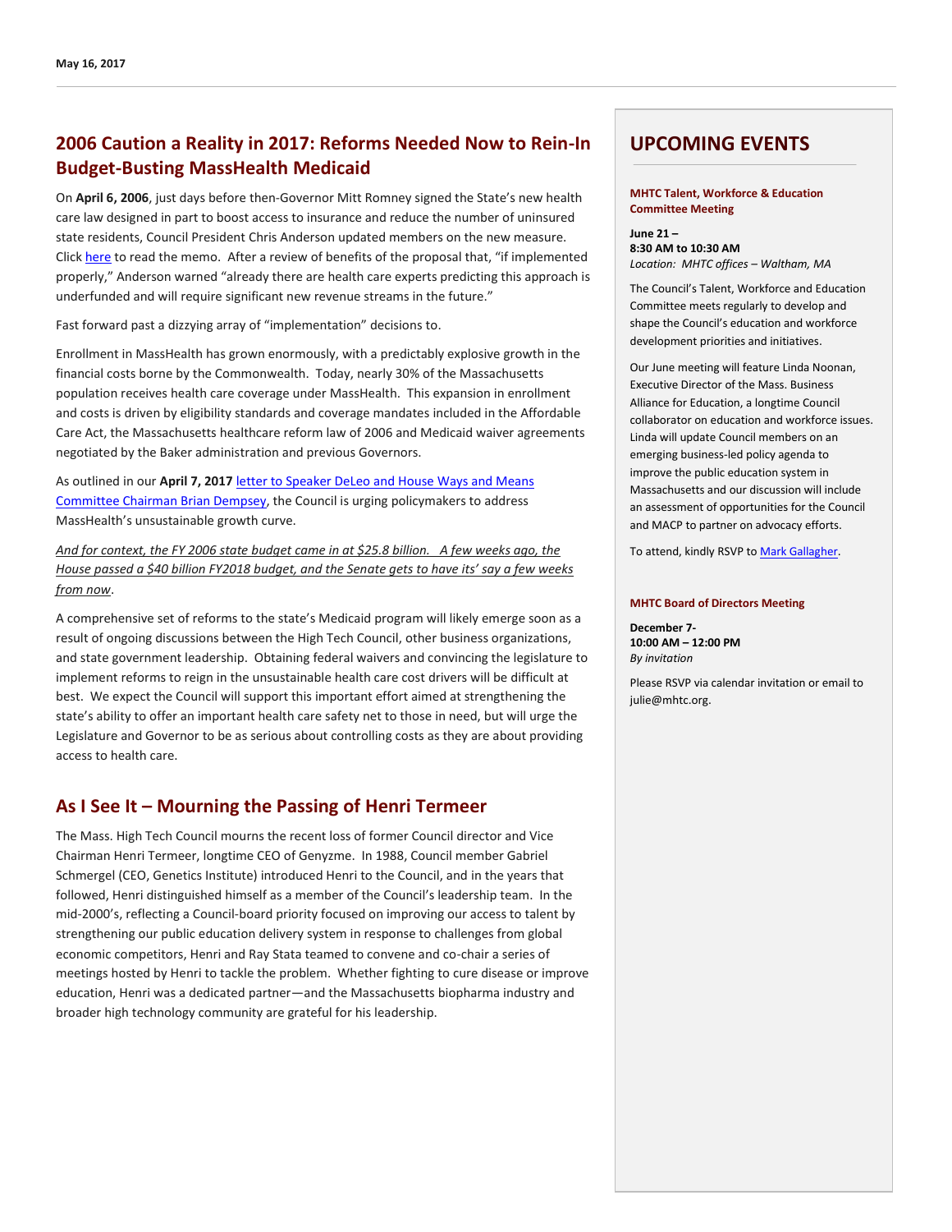May 16, 2017

## 2006 Caution a Reality in 2017: Reforms Needed Now to Rein-In Budget-Busting MassHealth Medicaid

On **April 6, 2006**, just days before then-Governor Mitt Romney signed the State's new health care law designed in part to boost access to insurance and reduce the number of uninsured state residents, Council President Chris Anderson updated members on the new measure. Click here to read the memo. After a review of benefits of the proposal that, "if implemented properly," Anderson warned "already there are health care experts predicting this approach is underfunded and will require significant new revenue streams in the future."

Fast forward past a dizzying array of "implementation" decisions to.

Enrollment in MassHealth has grown enormously, with a predictably explosive growth in the financial costs borne by the Commonwealth. Today, nearly 30% of the Massachusetts population receives health care coverage under MassHealth. This expansion in enrollment and costs is driven by eligibility standards and coverage mandates included in the Affordable Care Act, the Massachusetts healthcare reform law of 2006 and Medicaid waiver agreements negotiated by the Baker administration and previous Governors.

As outlined in our **April 7, 2017** letter to Speaker DeLeo and House Ways and Means Committee Chairman Brian Dempsey, the Council is urging policymakers to address MassHealth's unsustainable growth curve.

*And for context, the FY 2006 state budget came in at $25.8 billion. A few weeks ago, the House passed a $40 billion FY2018 budget, and the Senate gets to have its' say a few weeks from now*.

A comprehensive set of reforms to the state's Medicaid program will likely emerge soon as a result of ongoing discussions between the High Tech Council, other business organizations, and state government leadership. Obtaining federal waivers and convincing the legislature to implement reforms to reign in the unsustainable health care cost drivers will be difficult at best. We expect the Council will support this important effort aimed at strengthening the state's ability to offer an important health care safety net to those in need, but will urge the Legislature and Governor to be as serious about controlling costs as they are about providing access to health care.

## As I See It – Mourning the Passing of Henri Termeer

The Mass. High Tech Council mourns the recent loss of former Council director and Vice Chairman Henri Termeer, longtime CEO of Genyzme. In 1988, Council member Gabriel Schmergel (CEO, Genetics Institute) introduced Henri to the Council, and in the years that followed, Henri distinguished himself as a member of the Council's leadership team. In the mid-2000's, reflecting a Council-board priority focused on improving our access to talent by strengthening our public education delivery system in response to challenges from global economic competitors, Henri and Ray Stata teamed to convene and co-chair a series of meetings hosted by Henri to tackle the problem. Whether fighting to cure disease or improve education, Henri was a dedicated partner—and the Massachusetts biopharma industry and broader high technology community are grateful for his leadership.

## UPCOMING EVENTS

### MHTC Talent, Workforce & Education Committee Meeting

**June 21 –**
**8:30 AM to 10:30 AM**
*Location: MHTC offices – Waltham, MA*

The Council's Talent, Workforce and Education Committee meets regularly to develop and shape the Council's education and workforce development priorities and initiatives.

Our June meeting will feature Linda Noonan, Executive Director of the Mass. Business Alliance for Education, a longtime Council collaborator on education and workforce issues. Linda will update Council members on an emerging business-led policy agenda to improve the public education system in Massachusetts and our discussion will include an assessment of opportunities for the Council and MACP to partner on advocacy efforts.

To attend, kindly RSVP to Mark Gallagher.

### MHTC Board of Directors Meeting

**December 7-**
**10:00 AM – 12:00 PM**
*By invitation*

Please RSVP via calendar invitation or email to julie@mhtc.org.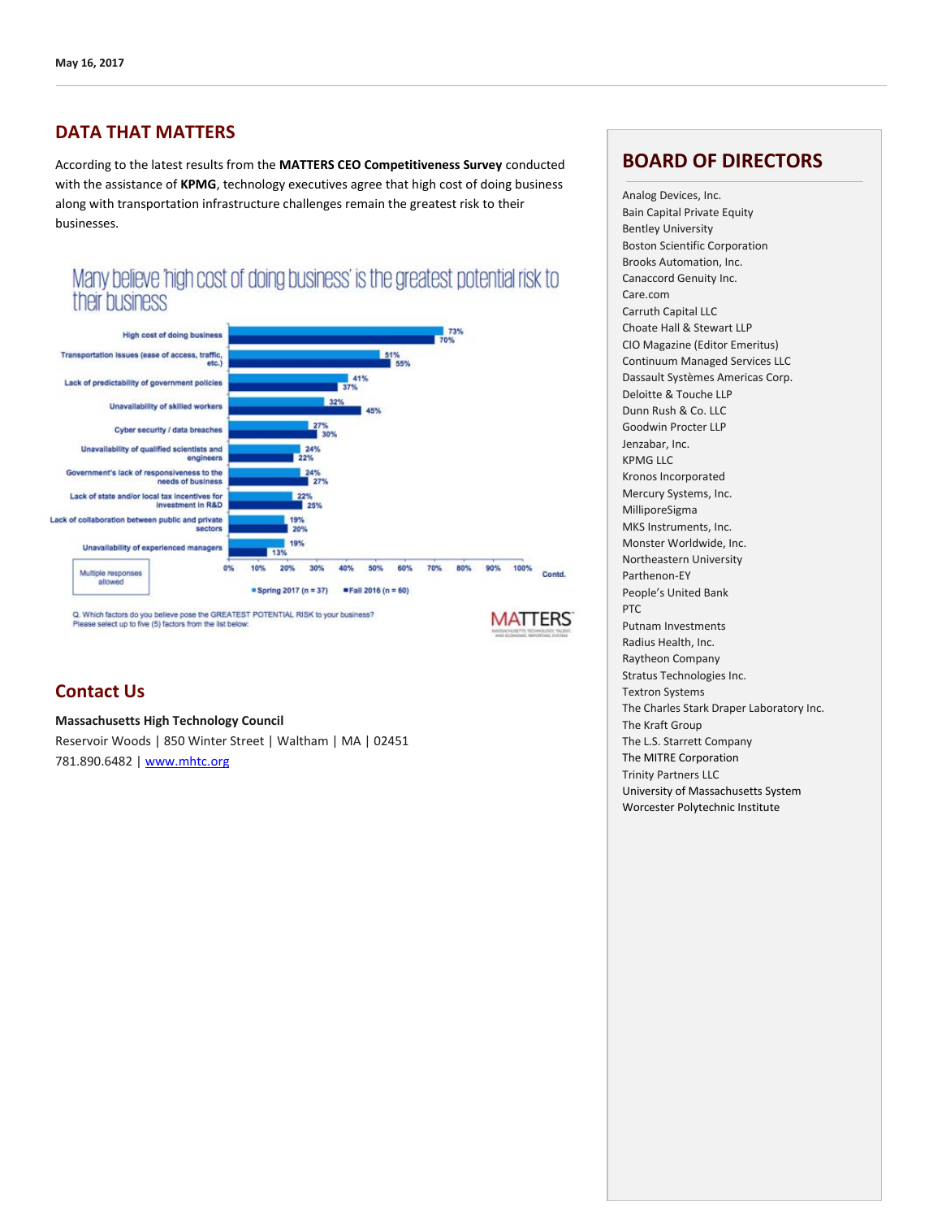May 16, 2017

## DATA THAT MATTERS

According to the latest results from the **MATTERS CEO Competitiveness Survey** conducted with the assistance of **KPMG**, technology executives agree that high cost of doing business along with transportation infrastructure challenges remain the greatest risk to their businesses.

Many believe 'high cost of doing business' is the greatest potential risk to their business

High cost of doing business 73% 70%

Transportation issues (ease of access, traffic, etc.) 51% 55%

Lack of predictability of government policies 41% 37%

Unavailability of skilled workers 32% 45%

Cyber security / data breaches 27% 30%

Unavailability of qualified scientists and engineers 24% 22%

Government's lack of responsiveness to the needs of business 24% 27%

Lack of state and/or local tax incentives for investment in R&D 22% 25%

Lack of collaboration between public and private sectors 19% 20%

Unavailability of experienced managers 19% 13%

0% 10% 20% 30% 40% 50% 60% 70% 80% 90% 100%

Contd.

Multiple responses allowed

Spring 2017 (n = 37) Fall 2016 (n = 60)

Q. Which factors do you believe pose the GREATEST POTENTIAL RISK to your business? Please select up to five (5) factors from the list below:

MATTERS

## Contact Us

**Massachusetts High Technology Council**
Reservoir Woods | 850 Winter Street | Waltham | MA | 02451
781.890.6482 | www.mhtc.org

## BOARD OF DIRECTORS

Analog Devices, Inc.
Bain Capital Private Equity
Bentley University
Boston Scientific Corporation
Brooks Automation, Inc.
Canaccord Genuity Inc.
Care.com
Carruth Capital LLC
Choate Hall & Stewart LLP
CIO Magazine (Editor Emeritus)
Continuum Managed Services LLC
Dassault Systèmes Americas Corp.
Deloitte & Touche LLP
Dunn Rush & Co. LLC
Goodwin Procter LLP
Jenzabar, Inc.
KPMG LLC
Kronos Incorporated
Mercury Systems, Inc.
MilliporeSigma
MKS Instruments, Inc.
Monster Worldwide, Inc.
Northeastern University
Parthenon-EY
People's United Bank
PTC
Putnam Investments
Radius Health, Inc.
Raytheon Company
Stratus Technologies Inc.
Textron Systems
The Charles Stark Draper Laboratory Inc.
The Kraft Group
The L.S. Starrett Company
The MITRE Corporation
Trinity Partners LLC
University of Massachusetts System
Worcester Polytechnic Institute